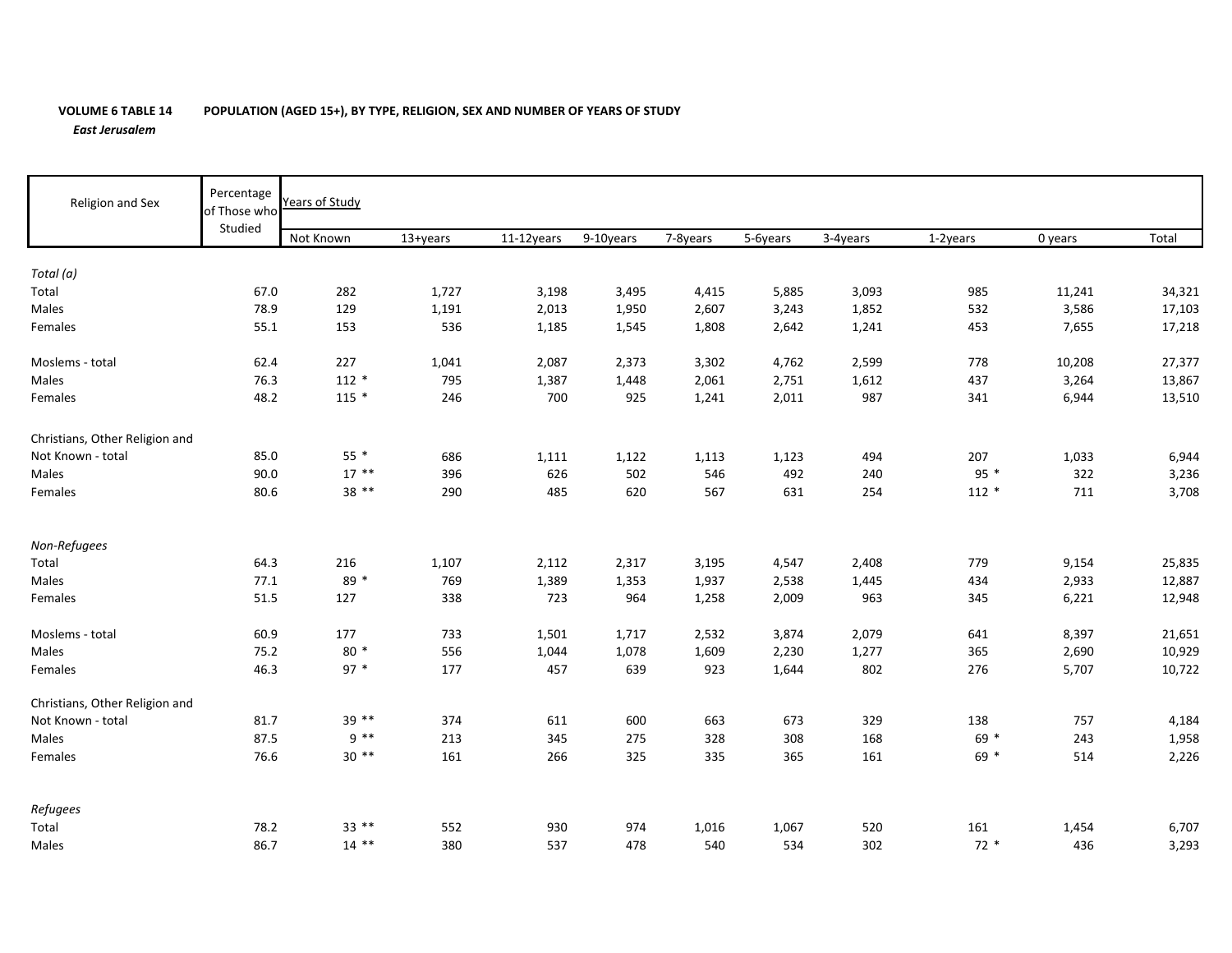**VOLUME 6 TABLE 14 POPULATION (AGED 15+), BY TYPE, RELIGION, SEX AND NUMBER OF YEARS OF STUDY**

*East Jerusalem*

| Religion and Sex | Percentage of Those who Studied | Years of Study | | | | | | | | | |
|---|---|---|---|---|---|---|---|---|---|---|---|
| | | Not Known | 13+years | 11-12years | 9-10years | 7-8years | 5-6years | 3-4years | 1-2years | 0 years | Total |
| *Total (a)* | | | | | | | | | | | |
| Total | 67.0 | 282 | 1,727 | 3,198 | 3,495 | 4,415 | 5,885 | 3,093 | 985 | 11,241 | 34,321 |
| Males | 78.9 | 129 | 1,191 | 2,013 | 1,950 | 2,607 | 3,243 | 1,852 | 532 | 3,586 | 17,103 |
| Females | 55.1 | 153 | 536 | 1,185 | 1,545 | 1,808 | 2,642 | 1,241 | 453 | 7,655 | 17,218 |
| Moslems - total | 62.4 | 227 | 1,041 | 2,087 | 2,373 | 3,302 | 4,762 | 2,599 | 778 | 10,208 | 27,377 |
| Males | 76.3 | 112 * | 795 | 1,387 | 1,448 | 2,061 | 2,751 | 1,612 | 437 | 3,264 | 13,867 |
| Females | 48.2 | 115 * | 246 | 700 | 925 | 1,241 | 2,011 | 987 | 341 | 6,944 | 13,510 |
| Christians, Other Religion and Not Known - total | 85.0 | 55 * | 686 | 1,111 | 1,122 | 1,113 | 1,123 | 494 | 207 | 1,033 | 6,944 |
| Males | 90.0 | 17 ** | 396 | 626 | 502 | 546 | 492 | 240 | 95 * | 322 | 3,236 |
| Females | 80.6 | 38 ** | 290 | 485 | 620 | 567 | 631 | 254 | 112 * | 711 | 3,708 |
| *Non-Refugees* | | | | | | | | | | | |
| Total | 64.3 | 216 | 1,107 | 2,112 | 2,317 | 3,195 | 4,547 | 2,408 | 779 | 9,154 | 25,835 |
| Males | 77.1 | 89 * | 769 | 1,389 | 1,353 | 1,937 | 2,538 | 1,445 | 434 | 2,933 | 12,887 |
| Females | 51.5 | 127 | 338 | 723 | 964 | 1,258 | 2,009 | 963 | 345 | 6,221 | 12,948 |
| Moslems - total | 60.9 | 177 | 733 | 1,501 | 1,717 | 2,532 | 3,874 | 2,079 | 641 | 8,397 | 21,651 |
| Males | 75.2 | 80 * | 556 | 1,044 | 1,078 | 1,609 | 2,230 | 1,277 | 365 | 2,690 | 10,929 |
| Females | 46.3 | 97 * | 177 | 457 | 639 | 923 | 1,644 | 802 | 276 | 5,707 | 10,722 |
| Christians, Other Religion and Not Known - total | 81.7 | 39 ** | 374 | 611 | 600 | 663 | 673 | 329 | 138 | 757 | 4,184 |
| Males | 87.5 | 9 ** | 213 | 345 | 275 | 328 | 308 | 168 | 69 * | 243 | 1,958 |
| Females | 76.6 | 30 ** | 161 | 266 | 325 | 335 | 365 | 161 | 69 * | 514 | 2,226 |
| *Refugees* | | | | | | | | | | | |
| Total | 78.2 | 33 ** | 552 | 930 | 974 | 1,016 | 1,067 | 520 | 161 | 1,454 | 6,707 |
| Males | 86.7 | 14 ** | 380 | 537 | 478 | 540 | 534 | 302 | 72 * | 436 | 3,293 |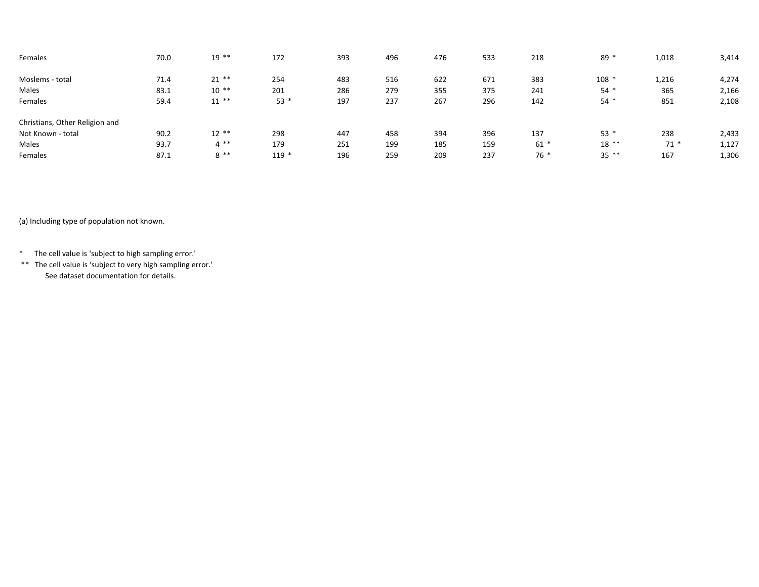| | | | | | | | | | | | |
|---|---|---|---|---|---|---|---|---|---|---|---|
| Females | 70.0 | 19 ** | 172 | 393 | 496 | 476 | 533 | 218 | 89 * | 1,018 | 3,414 |
| | | | | | | | | | | | |
| Moslems - total | 71.4 | 21 ** | 254 | 483 | 516 | 622 | 671 | 383 | 108 * | 1,216 | 4,274 |
| Males | 83.1 | 10 ** | 201 | 286 | 279 | 355 | 375 | 241 | 54 * | 365 | 2,166 |
| Females | 59.4 | 11 ** | 53 * | 197 | 237 | 267 | 296 | 142 | 54 * | 851 | 2,108 |
| | | | | | | | | | | | |
| Christians, Other Religion and Not Known - total | 90.2 | 12 ** | 298 | 447 | 458 | 394 | 396 | 137 | 53 * | 238 | 2,433 |
| Males | 93.7 | 4 ** | 179 | 251 | 199 | 185 | 159 | 61 * | 18 ** | 71 * | 1,127 |
| Females | 87.1 | 8 ** | 119 * | 196 | 259 | 209 | 237 | 76 * | 35 ** | 167 | 1,306 |

(a) Including type of population not known.

* The cell value is 'subject to high sampling error.'

** The cell value is 'subject to very high sampling error.'
See dataset documentation for details.